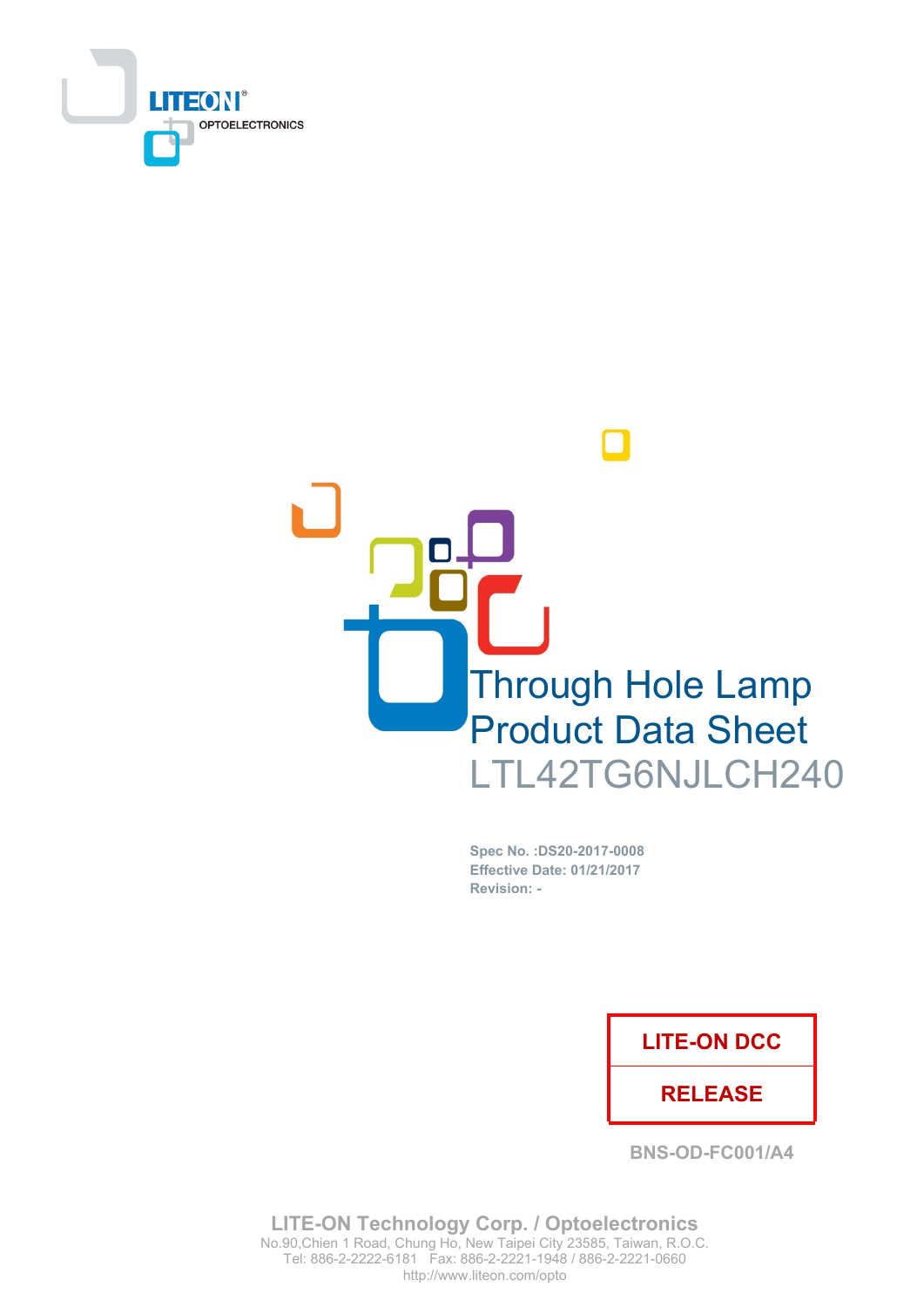LITEON
OPTOELECTRONICS

# Through Hole Lamp
# Product Data Sheet
# LTL42TG6NJLCH240

**Spec No. :DS20-2017-0008**
**Effective Date: 01/21/2017**
**Revision: -**

| LITE-ON DCC |
| --- |
| RELEASE |

BNS-OD-FC001/A4

**LITE-ON Technology Corp. / Optoelectronics**
No.90,Chien 1 Road, Chung Ho, New Taipei City 23585, Taiwan, R.O.C.
Tel: 886-2-2222-6181 Fax: 886-2-2221-1948 / 886-2-2221-0660
http://www.liteon.com/opto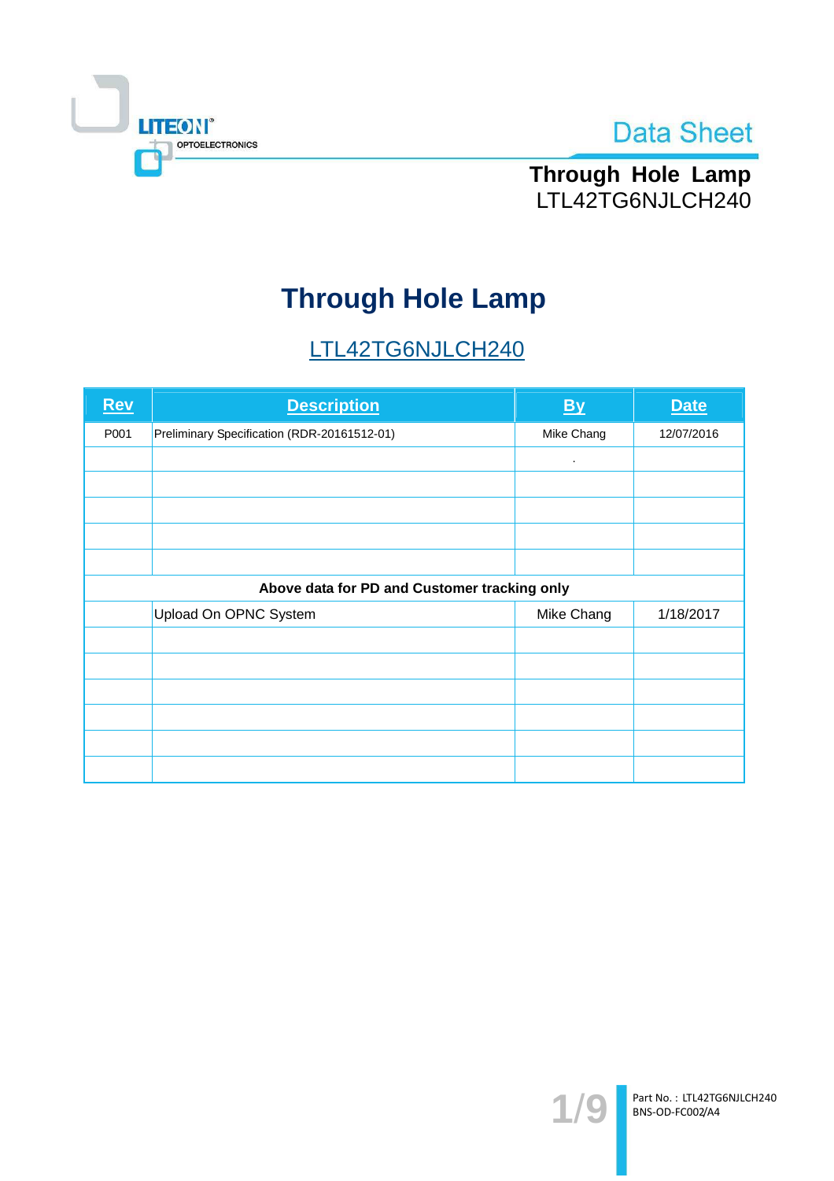# Through Hole Lamp

## LTL42TG6NJLCH240

| Rev | Description | By | Date |
| --- | --- | --- | --- |
| P001 | Preliminary Specification (RDR-20161512-01) | Mike Chang | 12/07/2016 |
| | | . | |
| | | | |
| | | | |
| | | | |
| | | | |
| **Above data for PD and Customer tracking only** | | | |
| | Upload On OPNC System | Mike Chang | 1/18/2017 |
| | | | |
| | | | |
| | | | |
| | | | |
| | | | |
| | | | |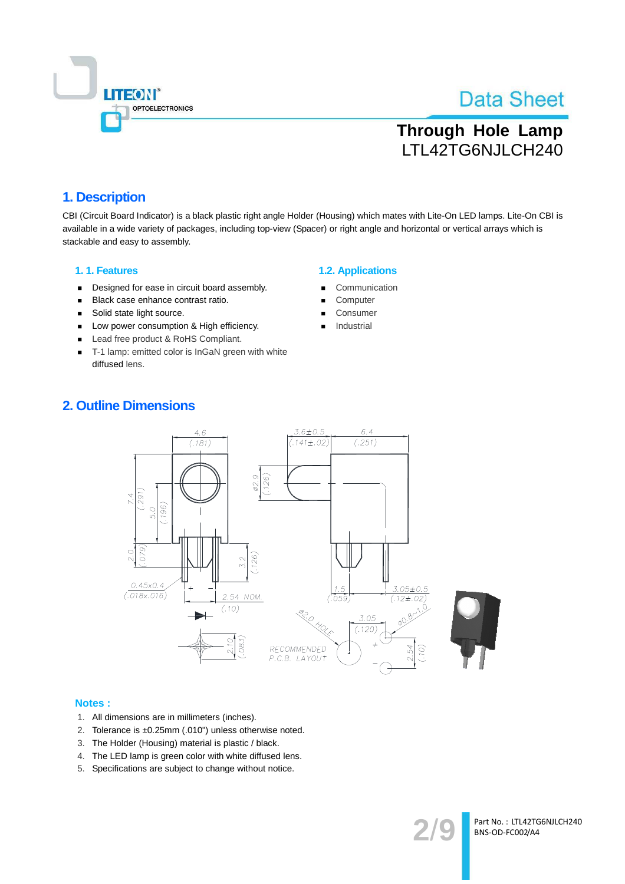# Data Sheet

## Through Hole Lamp
LTL42TG6NJLCH240

## 1. Description

CBI (Circuit Board Indicator) is a black plastic right angle Holder (Housing) which mates with Lite-On LED lamps. Lite-On CBI is available in a wide variety of packages, including top-view (Spacer) or right angle and horizontal or vertical arrays which is stackable and easy to assembly.

### 1. 1. Features

- Designed for ease in circuit board assembly.
- Black case enhance contrast ratio.
- Solid state light source.
- Low power consumption & High efficiency.
- Lead free product & RoHS Compliant.
- T-1 lamp: emitted color is InGaN green with white diffused lens.

### 1.2. Applications

- Communication
- Computer
- Consumer
- Industrial

## 2. Outline Dimensions

4.6 (.181)
3.6±0.5 (.141±.02)
6.4 (.251)
7.4 (.291)
5.0 (.196)
ø2.9 (.126)
2.0 (.079)
3.2 (.126)
0.45x0.4 (.018x.016)
2.54 NOM. (.10)
1.5 (.059)
3.05±0.5 (.12±.02)
ø2.0 HOLE
3.05 (.120)
ø0.8~1.0
2.10 (.083)
RECOMMENDED P.C.B. LAYOUT
2.54 (.10)

### Notes :

1. All dimensions are in millimeters (inches).
2. Tolerance is ±0.25mm (.010") unless otherwise noted.
3. The Holder (Housing) material is plastic / black.
4. The LED lamp is green color with white diffused lens.
5. Specifications are subject to change without notice.

Part No. : LTL42TG6NJLCH240
BNS-OD-FC002/A4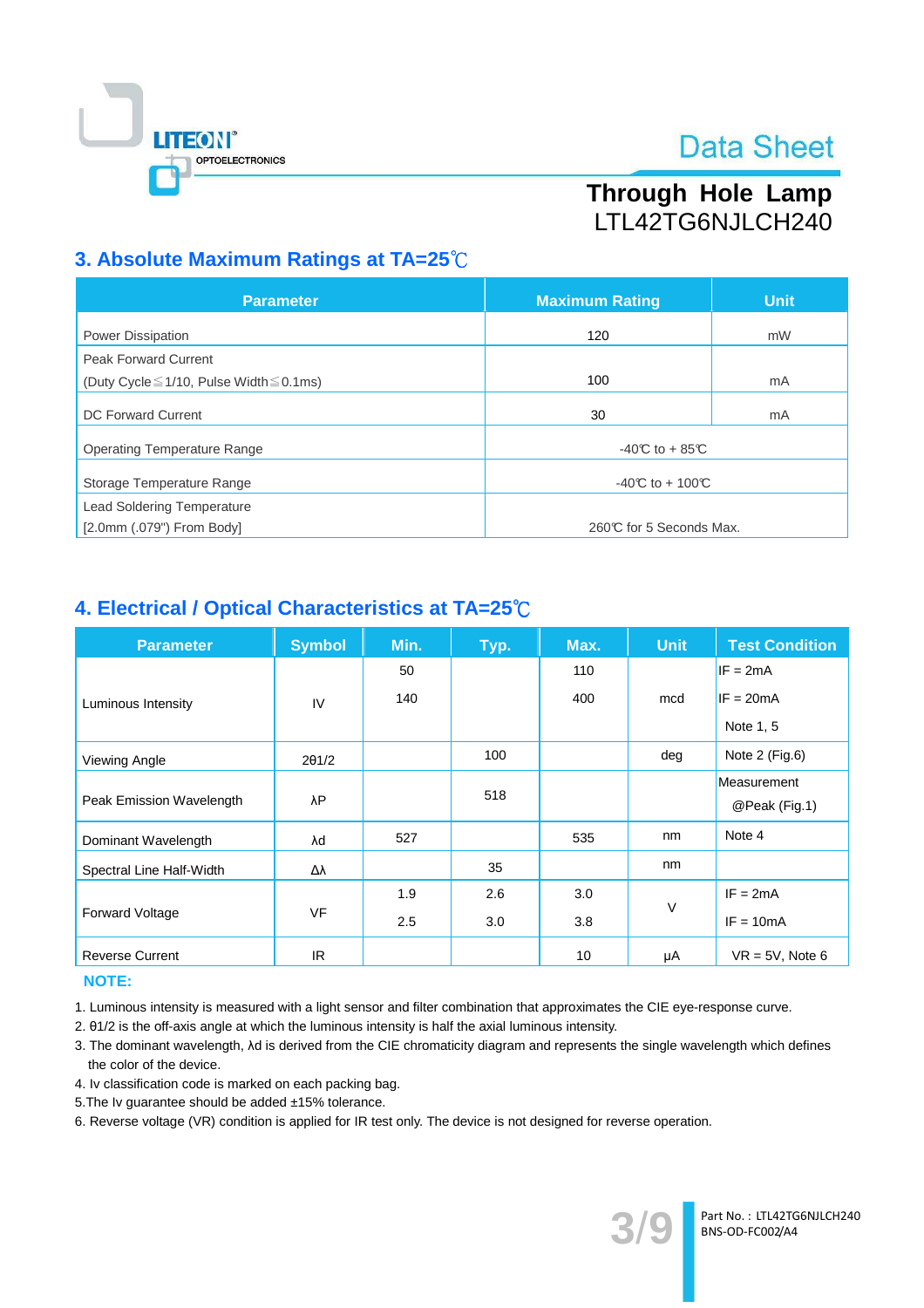## 3. Absolute Maximum Ratings at TA=25℃

| Parameter | Maximum Rating | Unit |
|---|---|---|
| Power Dissipation | 120 | mW |
| Peak Forward Current (Duty Cycle≦1/10, Pulse Width≦0.1ms) | 100 | mA |
| DC Forward Current | 30 | mA |
| Operating Temperature Range | -40℃ to + 85℃ | |
| Storage Temperature Range | -40℃ to + 100℃ | |
| Lead Soldering Temperature [2.0mm (.079") From Body] | 260℃ for 5 Seconds Max. | |

## 4. Electrical / Optical Characteristics at TA=25℃

| Parameter | Symbol | Min. | Typ. | Max. | Unit | Test Condition |
|---|---|---|---|---|---|---|
| Luminous Intensity | IV | 50<br>140 | | 110<br>400 | mcd | IF = 2mA<br>IF = 20mA<br>Note 1, 5 |
| Viewing Angle | 2θ1/2 | | 100 | | deg | Note 2 (Fig.6) |
| Peak Emission Wavelength | λP | | 518 | | | Measurement @Peak (Fig.1) |
| Dominant Wavelength | λd | 527 | | 535 | nm | Note 4 |
| Spectral Line Half-Width | Δλ | | 35 | | nm | |
| Forward Voltage | VF | 1.9<br>2.5 | 2.6<br>3.0 | 3.0<br>3.8 | V | IF = 2mA<br>IF = 10mA |
| Reverse Current | IR | | | 10 | μA | VR = 5V, Note 6 |

**NOTE:**

1. Luminous intensity is measured with a light sensor and filter combination that approximates the CIE eye-response curve.
2. θ1/2 is the off-axis angle at which the luminous intensity is half the axial luminous intensity.
3. The dominant wavelength, λd is derived from the CIE chromaticity diagram and represents the single wavelength which defines the color of the device.
4. Iv classification code is marked on each packing bag.
5. The Iv guarantee should be added ±15% tolerance.
6. Reverse voltage (VR) condition is applied for IR test only. The device is not designed for reverse operation.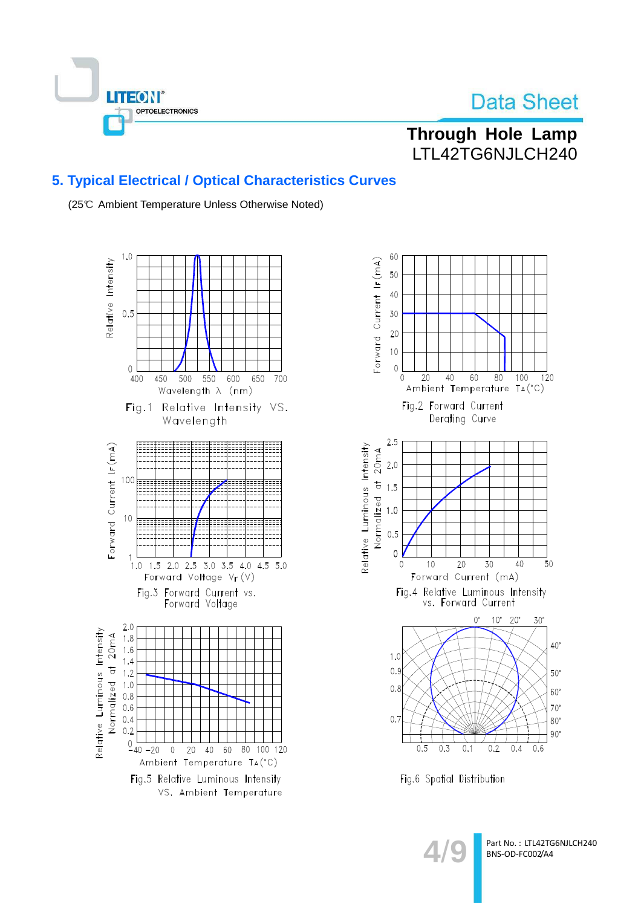## 5. Typical Electrical / Optical Characteristics Curves

(25℃ Ambient Temperature Unless Otherwise Noted)

Relative Intensity
1.0
0.5
0
400 450 500 550 600 650 700
Wavelength λ (nm)

Fig.1 Relative Intensity VS. Wavelength

Forward Current IF (mA)
60
50
40
30
20
10
0
0 20 40 60 80 100 120
Ambient Temperature TA (°C)

Fig.2 Forward Current Derating Curve

Forward Current IF (mA)
100
10
1
1.0 1.5 2.0 2.5 3.0 3.5 4.0 4.5 5.0
Forward Voltage VF (V)

Fig.3 Forward Current vs. Forward Voltage

Relative Luminous Intensity Normalized at 20mA
2.5
2.0
1.5
1.0
0.5
0
0 10 20 30 40 50
Forward Current (mA)

Fig.4 Relative Luminous Intensity vs. Forward Current

Relative Luminous Intensity Normalized at 20mA
2.0
1.8
1.6
1.4
1.2
1.0
0.8
0.6
0.4
0.2
0
−40 −20 0 20 40 60 80 100 120
Ambient Temperature TA (°C)

Fig.5 Relative Luminous Intensity VS. Ambient Temperature

0° 10° 20° 30°
40°
50°
60°
70°
80°
90°
1.0
0.9
0.8
0.7
0.5 0.3 0.1 0.2 0.4 0.6

Fig.6 Spatial Distribution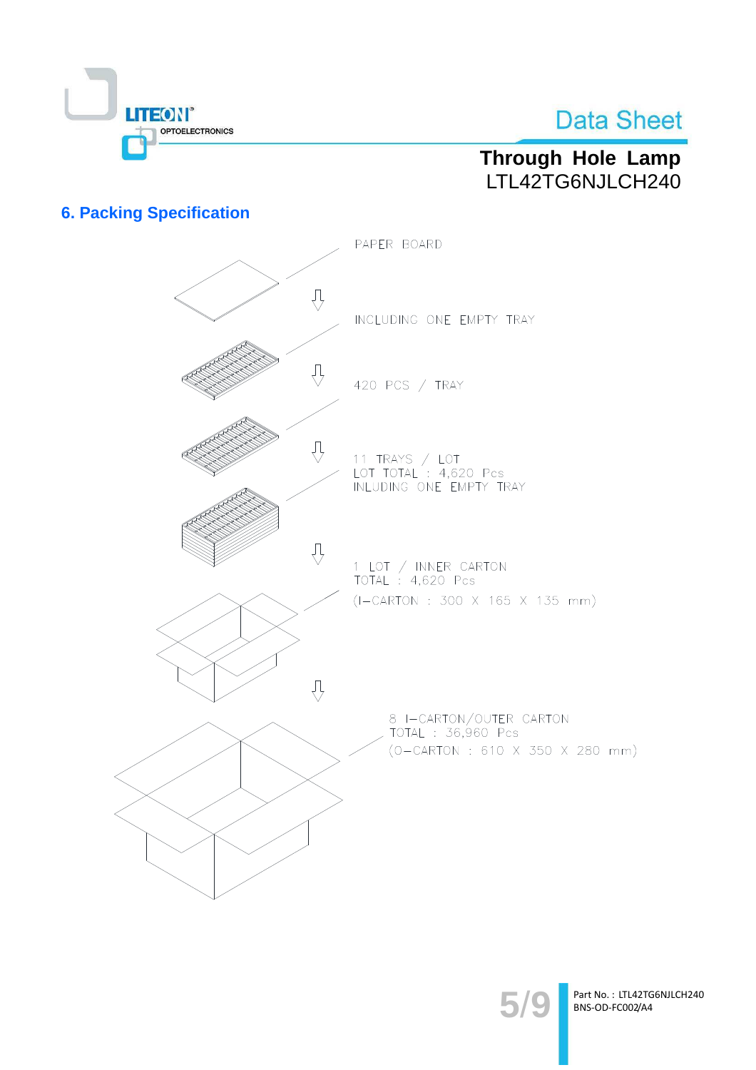## 6. Packing Specification

PAPER BOARD

INCLUDING ONE EMPTY TRAY

420 PCS / TRAY

11 TRAYS / LOT
LOT TOTAL : 4,620 Pcs
INLUDING ONE EMPTY TRAY

1 LOT / INNER CARTON
TOTAL : 4,620 Pcs
(I–CARTON : 300 X 165 X 135 mm)

8 I–CARTON/OUTER CARTON
TOTAL : 36,960 Pcs
(O–CARTON : 610 X 350 X 280 mm)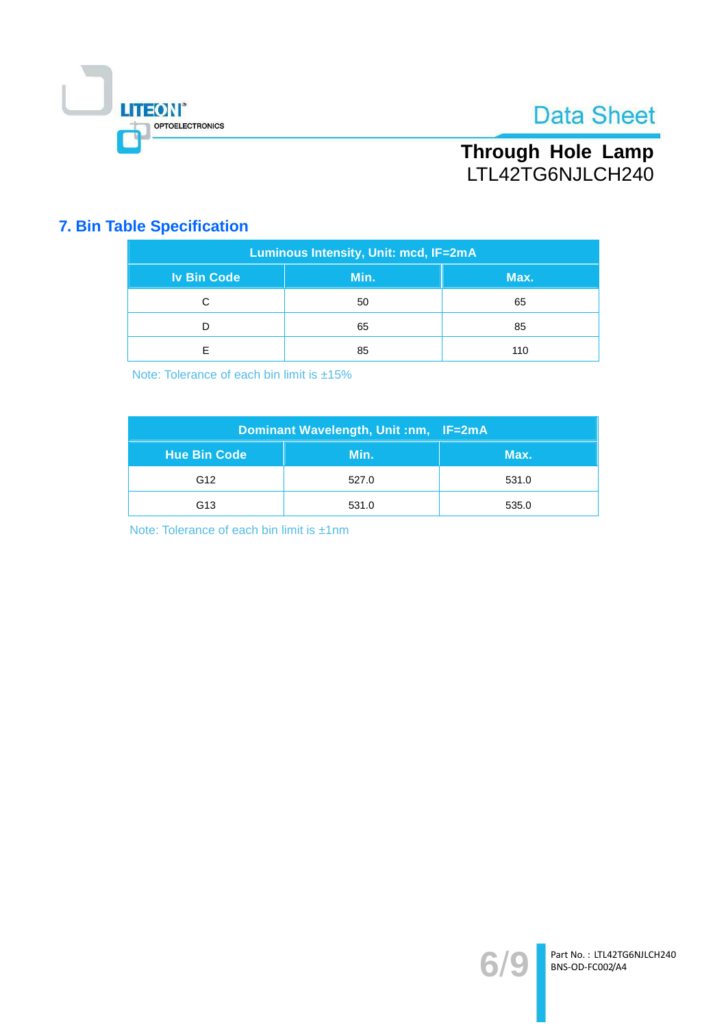## 7. Bin Table Specification

| Luminous Intensity, Unit: mcd, IF=2mA | | |
|---|---|---|
| **Iv Bin Code** | **Min.** | **Max.** |
| C | 50 | 65 |
| D | 65 | 85 |
| E | 85 | 110 |

Note: Tolerance of each bin limit is ±15%

| Dominant Wavelength, Unit :nm, IF=2mA | | |
|---|---|---|
| **Hue Bin Code** | **Min.** | **Max.** |
| G12 | 527.0 | 531.0 |
| G13 | 531.0 | 535.0 |

Note: Tolerance of each bin limit is ±1nm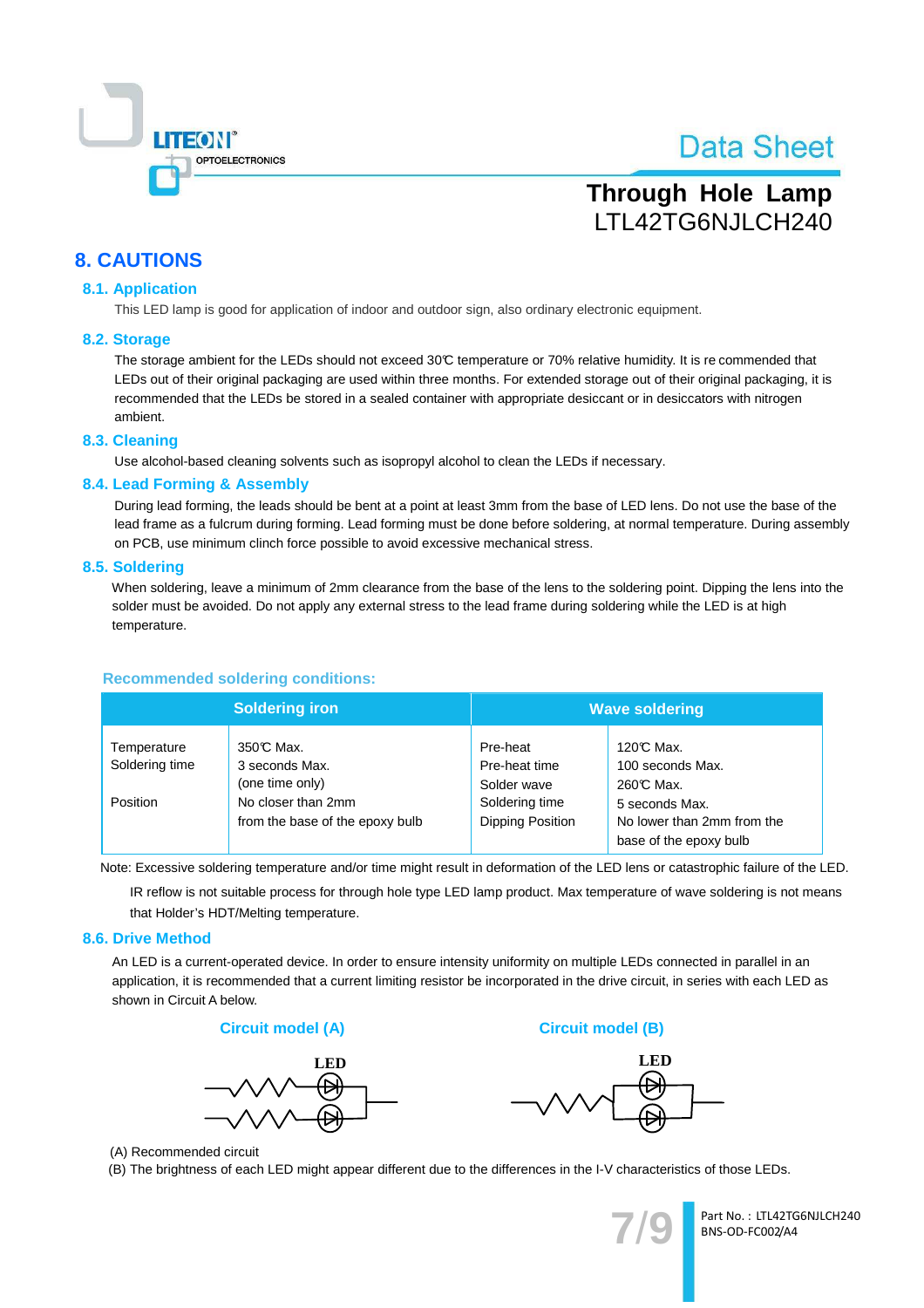# 8. CAUTIONS

## 8.1. Application

This LED lamp is good for application of indoor and outdoor sign, also ordinary electronic equipment.

## 8.2. Storage

The storage ambient for the LEDs should not exceed 30℃ temperature or 70% relative humidity. It is re commended that LEDs out of their original packaging are used within three months. For extended storage out of their original packaging, it is recommended that the LEDs be stored in a sealed container with appropriate desiccant or in desiccators with nitrogen ambient.

## 8.3. Cleaning

Use alcohol-based cleaning solvents such as isopropyl alcohol to clean the LEDs if necessary.

## 8.4. Lead Forming & Assembly

During lead forming, the leads should be bent at a point at least 3mm from the base of LED lens. Do not use the base of the lead frame as a fulcrum during forming. Lead forming must be done before soldering, at normal temperature. During assembly on PCB, use minimum clinch force possible to avoid excessive mechanical stress.

## 8.5. Soldering

When soldering, leave a minimum of 2mm clearance from the base of the lens to the soldering point. Dipping the lens into the solder must be avoided. Do not apply any external stress to the lead frame during soldering while the LED is at high temperature.

### Recommended soldering conditions:

| Soldering iron | | Wave soldering | |
|---|---|---|---|
| Temperature<br>Soldering time<br><br>Position | 350℃ Max.<br>3 seconds Max.<br>(one time only)<br>No closer than 2mm<br>from the base of the epoxy bulb | Pre-heat<br>Pre-heat time<br>Solder wave<br>Soldering time<br>Dipping Position | 120℃ Max.<br>100 seconds Max.<br>260℃ Max.<br>5 seconds Max.<br>No lower than 2mm from the base of the epoxy bulb |

Note: Excessive soldering temperature and/or time might result in deformation of the LED lens or catastrophic failure of the LED.

IR reflow is not suitable process for through hole type LED lamp product. Max temperature of wave soldering is not means that Holder's HDT/Melting temperature.

## 8.6. Drive Method

An LED is a current-operated device. In order to ensure intensity uniformity on multiple LEDs connected in parallel in an application, it is recommended that a current limiting resistor be incorporated in the drive circuit, in series with each LED as shown in Circuit A below.

Circuit model (A)

LED

Circuit model (B)

LED

(A) Recommended circuit

(B) The brightness of each LED might appear different due to the differences in the I-V characteristics of those LEDs.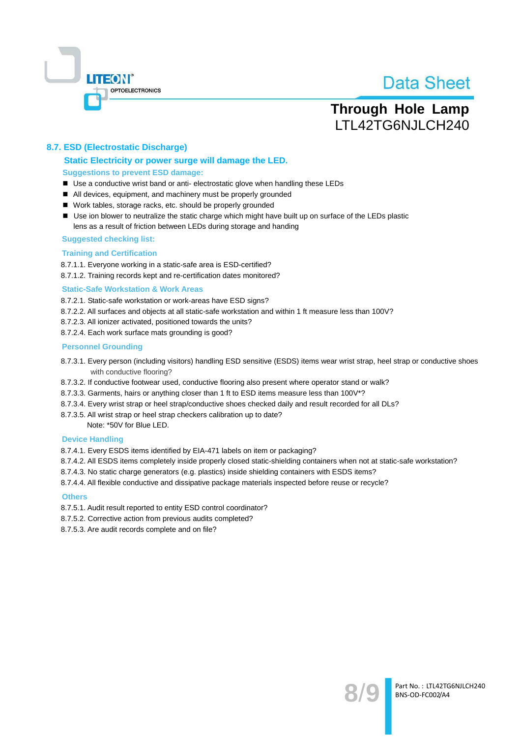## 8.7. ESD (Electrostatic Discharge)

### Static Electricity or power surge will damage the LED.

**Suggestions to prevent ESD damage:**

- Use a conductive wrist band or anti- electrostatic glove when handling these LEDs
- All devices, equipment, and machinery must be properly grounded
- Work tables, storage racks, etc. should be properly grounded
- Use ion blower to neutralize the static charge which might have built up on surface of the LEDs plastic lens as a result of friction between LEDs during storage and handing

**Suggested checking list:**

**Training and Certification**

8.7.1.1. Everyone working in a static-safe area is ESD-certified?
8.7.1.2. Training records kept and re-certification dates monitored?

**Static-Safe Workstation & Work Areas**

8.7.2.1. Static-safe workstation or work-areas have ESD signs?
8.7.2.2. All surfaces and objects at all static-safe workstation and within 1 ft measure less than 100V?
8.7.2.3. All ionizer activated, positioned towards the units?
8.7.2.4. Each work surface mats grounding is good?

**Personnel Grounding**

8.7.3.1. Every person (including visitors) handling ESD sensitive (ESDS) items wear wrist strap, heel strap or conductive shoes with conductive flooring?
8.7.3.2. If conductive footwear used, conductive flooring also present where operator stand or walk?
8.7.3.3. Garments, hairs or anything closer than 1 ft to ESD items measure less than 100V*?
8.7.3.4. Every wrist strap or heel strap/conductive shoes checked daily and result recorded for all DLs?
8.7.3.5. All wrist strap or heel strap checkers calibration up to date?
Note: *50V for Blue LED.

**Device Handling**

8.7.4.1. Every ESDS items identified by EIA-471 labels on item or packaging?
8.7.4.2. All ESDS items completely inside properly closed static-shielding containers when not at static-safe workstation?
8.7.4.3. No static charge generators (e.g. plastics) inside shielding containers with ESDS items?
8.7.4.4. All flexible conductive and dissipative package materials inspected before reuse or recycle?

**Others**

8.7.5.1. Audit result reported to entity ESD control coordinator?
8.7.5.2. Corrective action from previous audits completed?
8.7.5.3. Are audit records complete and on file?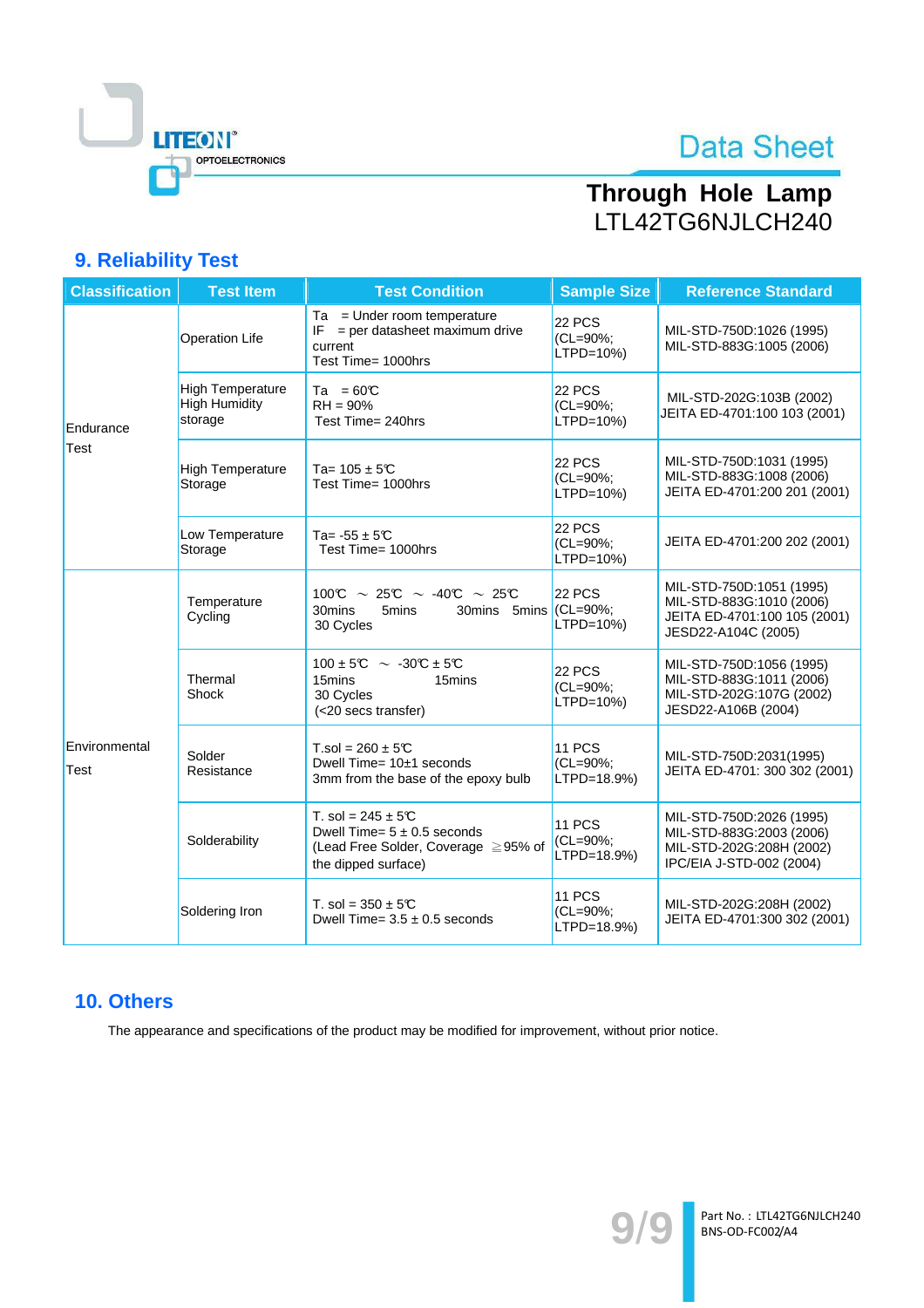## 9. Reliability Test

| Classification | Test Item | Test Condition | Sample Size | Reference Standard |
|---|---|---|---|---|
| Endurance Test | Operation Life | Ta = Under room temperature<br>IF = per datasheet maximum drive current<br>Test Time= 1000hrs | 22 PCS (CL=90%; LTPD=10%) | MIL-STD-750D:1026 (1995)<br>MIL-STD-883G:1005 (2006) |
| | High Temperature High Humidity storage | Ta = 60℃<br>RH = 90%<br>Test Time= 240hrs | 22 PCS (CL=90%; LTPD=10%) | MIL-STD-202G:103B (2002)<br>JEITA ED-4701:100 103 (2001) |
| | High Temperature Storage | Ta= 105 ± 5℃<br>Test Time= 1000hrs | 22 PCS (CL=90%; LTPD=10%) | MIL-STD-750D:1031 (1995)<br>MIL-STD-883G:1008 (2006)<br>JEITA ED-4701:200 201 (2001) |
| | Low Temperature Storage | Ta= -55 ± 5℃<br>Test Time= 1000hrs | 22 PCS (CL=90%; LTPD=10%) | JEITA ED-4701:200 202 (2001) |
| Environmental Test | Temperature Cycling | 100℃ ~ 25℃ ~ -40℃ ~ 25℃<br>30mins 5mins 30mins 5mins<br>30 Cycles | 22 PCS (CL=90%; LTPD=10%) | MIL-STD-750D:1051 (1995)<br>MIL-STD-883G:1010 (2006)<br>JEITA ED-4701:100 105 (2001)<br>JESD22-A104C (2005) |
| | Thermal Shock | 100 ± 5℃ ~ -30℃ ± 5℃<br>15mins 15mins<br>30 Cycles<br>(<20 secs transfer) | 22 PCS (CL=90%; LTPD=10%) | MIL-STD-750D:1056 (1995)<br>MIL-STD-883G:1011 (2006)<br>MIL-STD-202G:107G (2002)<br>JESD22-A106B (2004) |
| | Solder Resistance | T.sol = 260 ± 5℃<br>Dwell Time= 10±1 seconds<br>3mm from the base of the epoxy bulb | 11 PCS (CL=90%; LTPD=18.9%) | MIL-STD-750D:2031(1995)<br>JEITA ED-4701: 300 302 (2001) |
| | Solderability | T. sol = 245 ± 5℃<br>Dwell Time= 5 ± 0.5 seconds<br>(Lead Free Solder, Coverage ≧95% of the dipped surface) | 11 PCS (CL=90%; LTPD=18.9%) | MIL-STD-750D:2026 (1995)<br>MIL-STD-883G:2003 (2006)<br>MIL-STD-202G:208H (2002)<br>IPC/EIA J-STD-002 (2004) |
| | Soldering Iron | T. sol = 350 ± 5℃<br>Dwell Time= 3.5 ± 0.5 seconds | 11 PCS (CL=90%; LTPD=18.9%) | MIL-STD-202G:208H (2002)<br>JEITA ED-4701:300 302 (2001) |

## 10. Others

The appearance and specifications of the product may be modified for improvement, without prior notice.